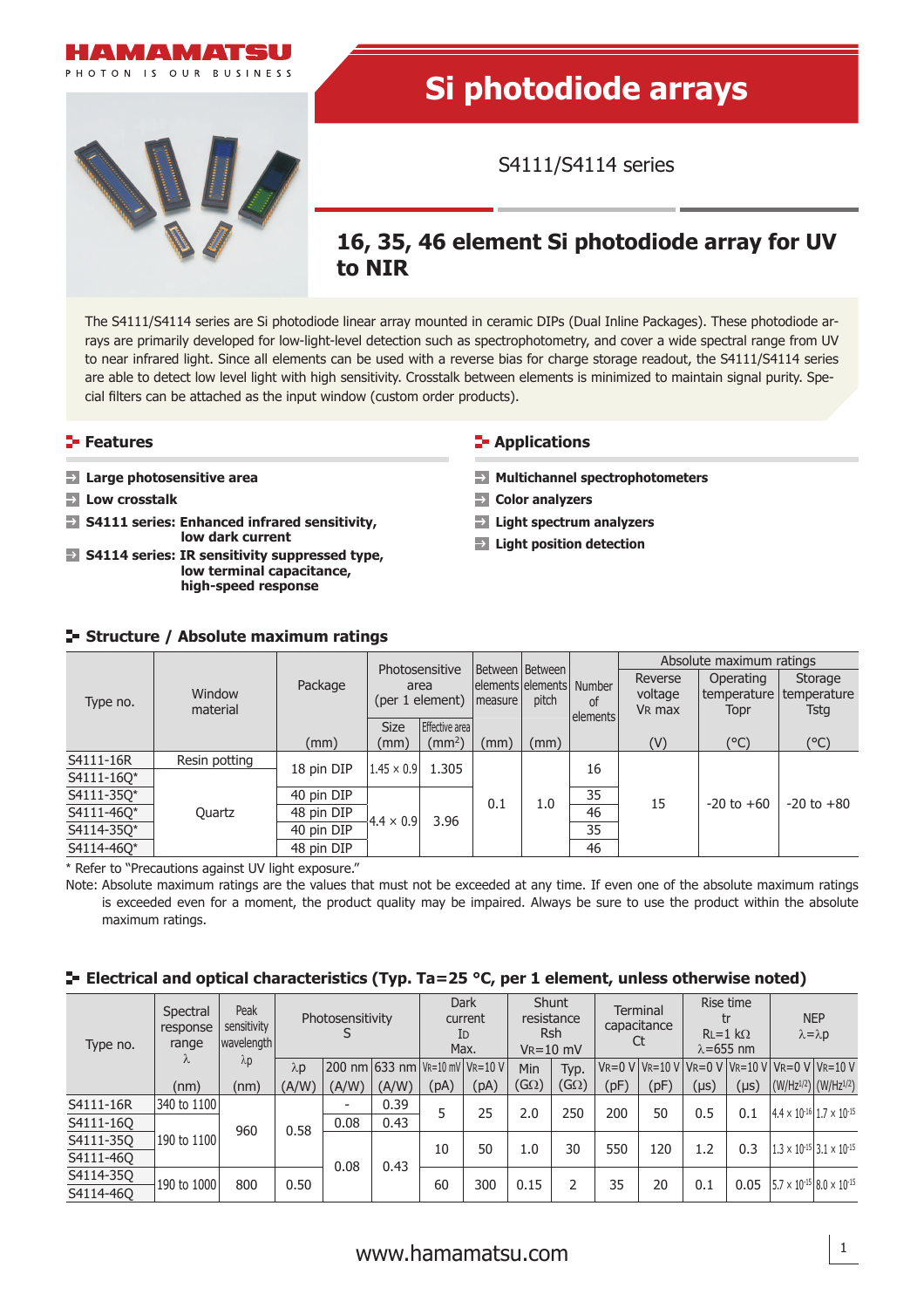HAMAMATSU

PHOTON IS OUR BUSINESS

# Si photodiode arrays

S4111/S4114 series

## 16, 35, 46 element Si photodiode array for UV to NIR

The S4111/S4114 series are Si photodiode linear array mounted in ceramic DIPs (Dual Inline Packages). These photodiode arrays are primarily developed for low-light-level detection such as spectrophotometry, and cover a wide spectral range from UV to near infrared light. Since all elements can be used with a reverse bias for charge storage readout, the S4111/S4114 series are able to detect low level light with high sensitivity. Crosstalk between elements is minimized to maintain signal purity. Special filters can be attached as the input window (custom order products).

### Features

- **Large photosensitive area**
- **Low crosstalk**
- **S4111 series: Enhanced infrared sensitivity, low dark current**
- **S4114 series: IR sensitivity suppressed type, low terminal capacitance, high-speed response**

### Applications

- **Multichannel spectrophotometers**
- **Color analyzers**
- **Light spectrum analyzers**
- **Light position detection**

### Structure / Absolute maximum ratings

| Type no. | Window material | Package | Photosensitive area (per 1 element) | | Between elements measure | Between elements pitch | Number of elements | Absolute maximum ratings | | |
|---|---|---|---|---|---|---|---|---|---|---|
| | | | Size | Effective area | | | | Reverse voltage VR max | Operating temperature Topr | Storage temperature Tstg |
| | | (mm) | (mm) | (mm²) | (mm) | (mm) | | (V) | (°C) | (°C) |
| S4111-16R | Resin potting | 18 pin DIP | 1.45 × 0.9 | 1.305 | 0.1 | 1.0 | 16 | 15 | -20 to +60 | -20 to +80 |
| S4111-16Q* | Quartz | 18 pin DIP | 1.45 × 0.9 | 1.305 | 0.1 | 1.0 | 16 | 15 | -20 to +60 | -20 to +80 |
| S4111-35Q* | Quartz | 40 pin DIP | 4.4 × 0.9 | 3.96 | 0.1 | 1.0 | 35 | 15 | -20 to +60 | -20 to +80 |
| S4111-46Q* | Quartz | 48 pin DIP | 4.4 × 0.9 | 3.96 | 0.1 | 1.0 | 46 | 15 | -20 to +60 | -20 to +80 |
| S4114-35Q* | Quartz | 40 pin DIP | 4.4 × 0.9 | 3.96 | 0.1 | 1.0 | 35 | 15 | -20 to +60 | -20 to +80 |
| S4114-46Q* | Quartz | 48 pin DIP | 4.4 × 0.9 | 3.96 | 0.1 | 1.0 | 46 | 15 | -20 to +60 | -20 to +80 |

\* Refer to "Precautions against UV light exposure."

Note: Absolute maximum ratings are the values that must not be exceeded at any time. If even one of the absolute maximum ratings is exceeded even for a moment, the product quality may be impaired. Always be sure to use the product within the absolute maximum ratings.

### Electrical and optical characteristics (Typ. Ta=25 °C, per 1 element, unless otherwise noted)

| Type no. | Spectral response range λ | Peak sensitivity wavelength λp | Photosensitivity S | | | Dark current ID Max. | | Shunt resistance Rsh VR=10 mV | | Terminal capacitance Ct | | Rise time tr RL=1 kΩ λ=655 nm | | NEP λ=λp | |
|---|---|---|---|---|---|---|---|---|---|---|---|---|---|---|---|
| | | | λp | 200 nm | 633 nm | VR=10 mV | VR=10 V | Min | Typ. | VR=0 V | VR=10 V | VR=0 V | VR=10 V | VR=0 V | VR=10 V |
| | (nm) | (nm) | (A/W) | (A/W) | (A/W) | (pA) | (pA) | (GΩ) | (GΩ) | (pF) | (pF) | (μs) | (μs) | (W/Hz$^{1/2}$) | (W/Hz$^{1/2}$) |
| S4111-16R | 340 to 1100 | 960 | 0.58 | - | 0.39 | 5 | 25 | 2.0 | 250 | 200 | 50 | 0.5 | 0.1 | 4.4 × $10^{-16}$ | 1.7 × $10^{-15}$ |
| S4111-16Q | 190 to 1100 | 960 | 0.58 | 0.08 | 0.43 | 5 | 25 | 2.0 | 250 | 200 | 50 | 0.5 | 0.1 | 4.4 × $10^{-16}$ | 1.7 × $10^{-15}$ |
| S4111-35Q | 190 to 1100 | 960 | 0.58 | 0.08 | 0.43 | 10 | 50 | 1.0 | 30 | 550 | 120 | 1.2 | 0.3 | 1.3 × $10^{-15}$ | 3.1 × $10^{-15}$ |
| S4111-46Q | 190 to 1100 | 960 | 0.58 | 0.08 | 0.43 | 10 | 50 | 1.0 | 30 | 550 | 120 | 1.2 | 0.3 | 1.3 × $10^{-15}$ | 3.1 × $10^{-15}$ |
| S4114-35Q | 190 to 1000 | 800 | 0.50 | 0.08 | 0.43 | 60 | 300 | 0.15 | 2 | 35 | 20 | 0.1 | 0.05 | 5.7 × $10^{-15}$ | 8.0 × $10^{-15}$ |
| S4114-46Q | 190 to 1000 | 800 | 0.50 | 0.08 | 0.43 | 60 | 300 | 0.15 | 2 | 35 | 20 | 0.1 | 0.05 | 5.7 × $10^{-15}$ | 8.0 × $10^{-15}$ |

www.hamamatsu.com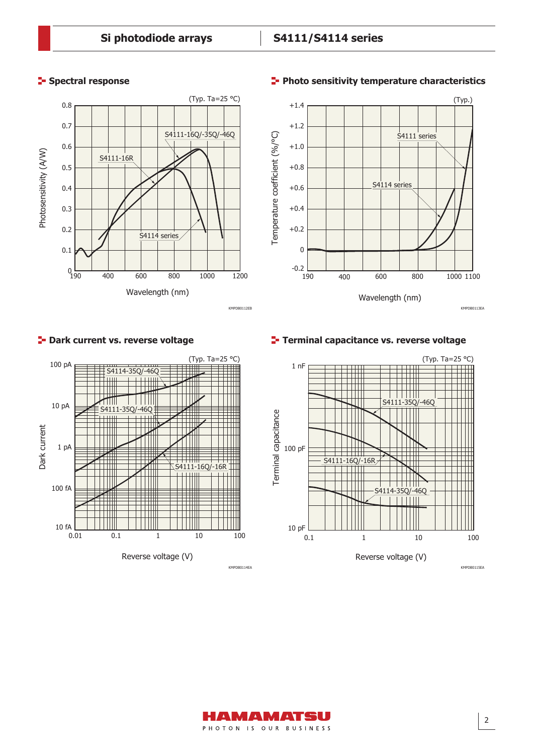## Spectral response

(Typ. Ta=25 °C)

Photosensitivity (A/W)

Wavelength (nm)

S4111-16Q/-35Q/-46Q

S4111-16R

S4114 series

KMPDB0112EB

## Photo sensitivity temperature characteristics

(Typ.)

Temperature coefficient (%/°C)

Wavelength (nm)

S4111 series

S4114 series

KMPDB0113EA

## Dark current vs. reverse voltage

(Typ. Ta=25 °C)

Dark current

Reverse voltage (V)

S4114-35Q/-46Q

S4111-35Q/-46Q

S4111-16Q/-16R

KMPDB0114EA

## Terminal capacitance vs. reverse voltage

(Typ. Ta=25 °C)

Terminal capacitance

Reverse voltage (V)

S4111-35Q/-46Q

S4111-16Q/-16R

S4114-35Q/-46Q

KMPDB0115EA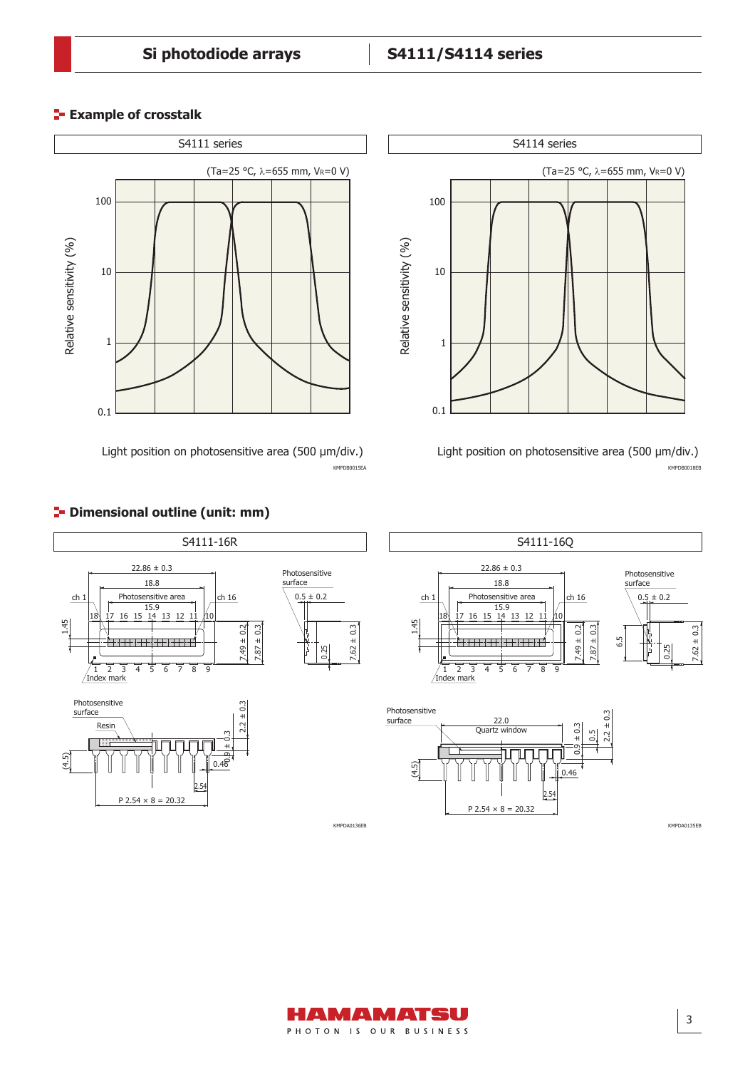## Example of crosstalk

**S4111 series**

(Ta=25 °C, λ=655 mm, $V_R$=0 V)

Relative sensitivity (%)

Light position on photosensitive area (500 µm/div.)

KMPDB0015EA

**S4114 series**

(Ta=25 °C, λ=655 mm, $V_R$=0 V)

Relative sensitivity (%)

Light position on photosensitive area (500 µm/div.)

KMPDB0018EB

## Dimensional outline (unit: mm)

**S4111-16R**

22.86 ± 0.3
18.8
Photosensitive area
15.9
ch 1 ch 16
18 17 16 15 14 13 12 11 10
1 2 3 4 5 6 7 8 9
Index mark
1.45
7.49 ± 0.2
7.87 ± 0.3
Photosensitive surface
0.5 ± 0.2
0.25
7.62 ± 0.3
Photosensitive surface
Resin
(4.5)
0.9 ± 0.3
2.2 ± 0.3
0.46
2.54
P 2.54 × 8 = 20.32

KMPDA0136EB

**S4111-16Q**

22.86 ± 0.3
18.8
Photosensitive area
15.9
ch 1 ch 16
18 17 16 15 14 13 12 11 10
1 2 3 4 5 6 7 8 9
Index mark
1.45
7.49 ± 0.2
7.87 ± 0.3
6.5
Photosensitive surface
0.5 ± 0.2
0.25
7.62 ± 0.3
Photosensitive surface
22.0
Quartz window
(4.5)
0.9 ± 0.3
0.5
2.2 ± 0.3
0.46
2.54
P 2.54 × 8 = 20.32

KMPDA0135EB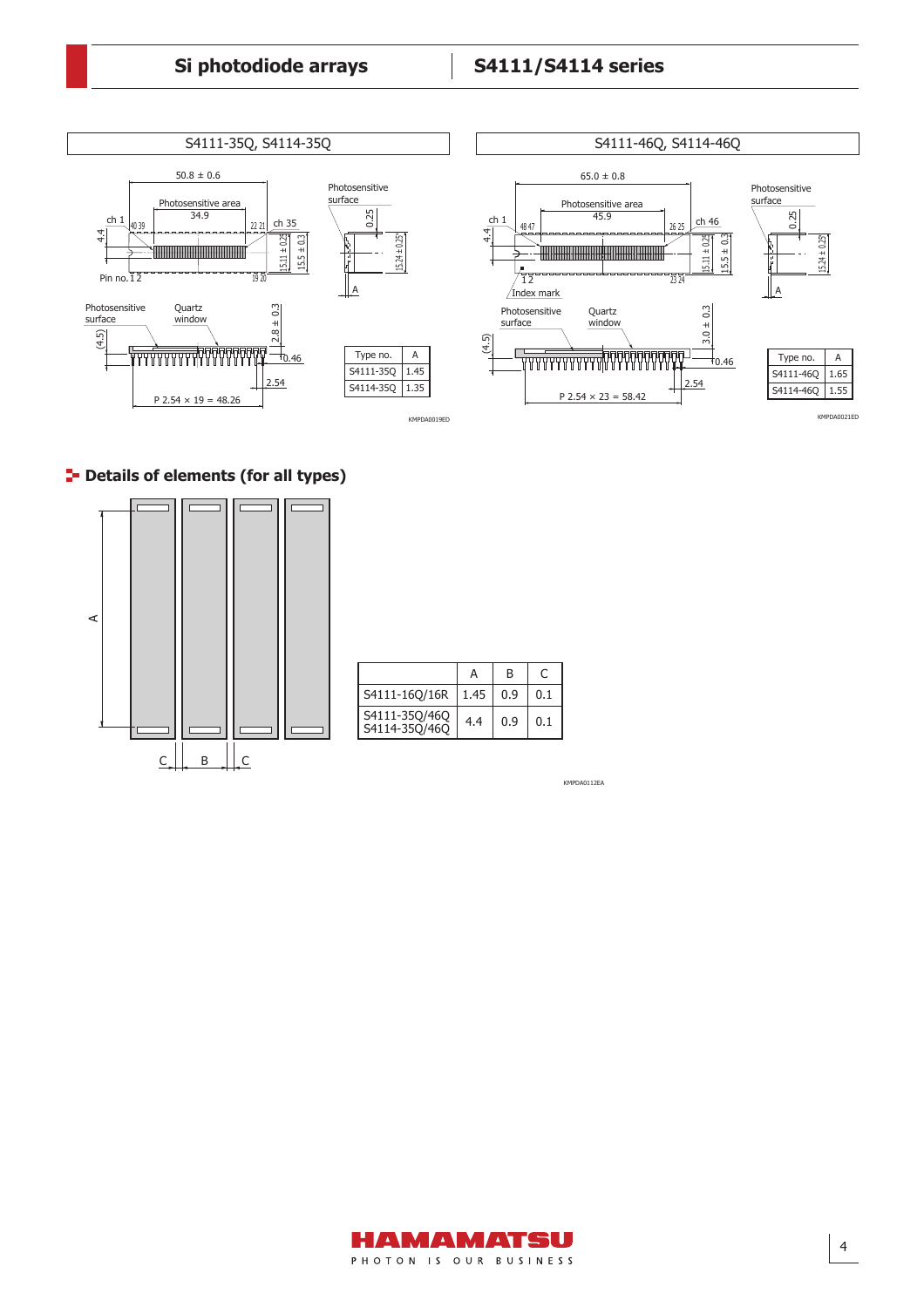S4111-35Q, S4114-35Q

| Type no. | A |
| --- | --- |
| S4111-35Q | 1.45 |
| S4114-35Q | 1.35 |

KMPDA0019ED

S4111-46Q, S4114-46Q

| Type no. | A |
| --- | --- |
| S4111-46Q | 1.65 |
| S4114-46Q | 1.55 |

KMPDA0021ED

## Details of elements (for all types)

| | A | B | C |
| --- | --- | --- | --- |
| S4111-16Q/16R | 1.45 | 0.9 | 0.1 |
| S4111-35Q/46Q<br>S4114-35Q/46Q | 4.4 | 0.9 | 0.1 |

KMPDA0112EA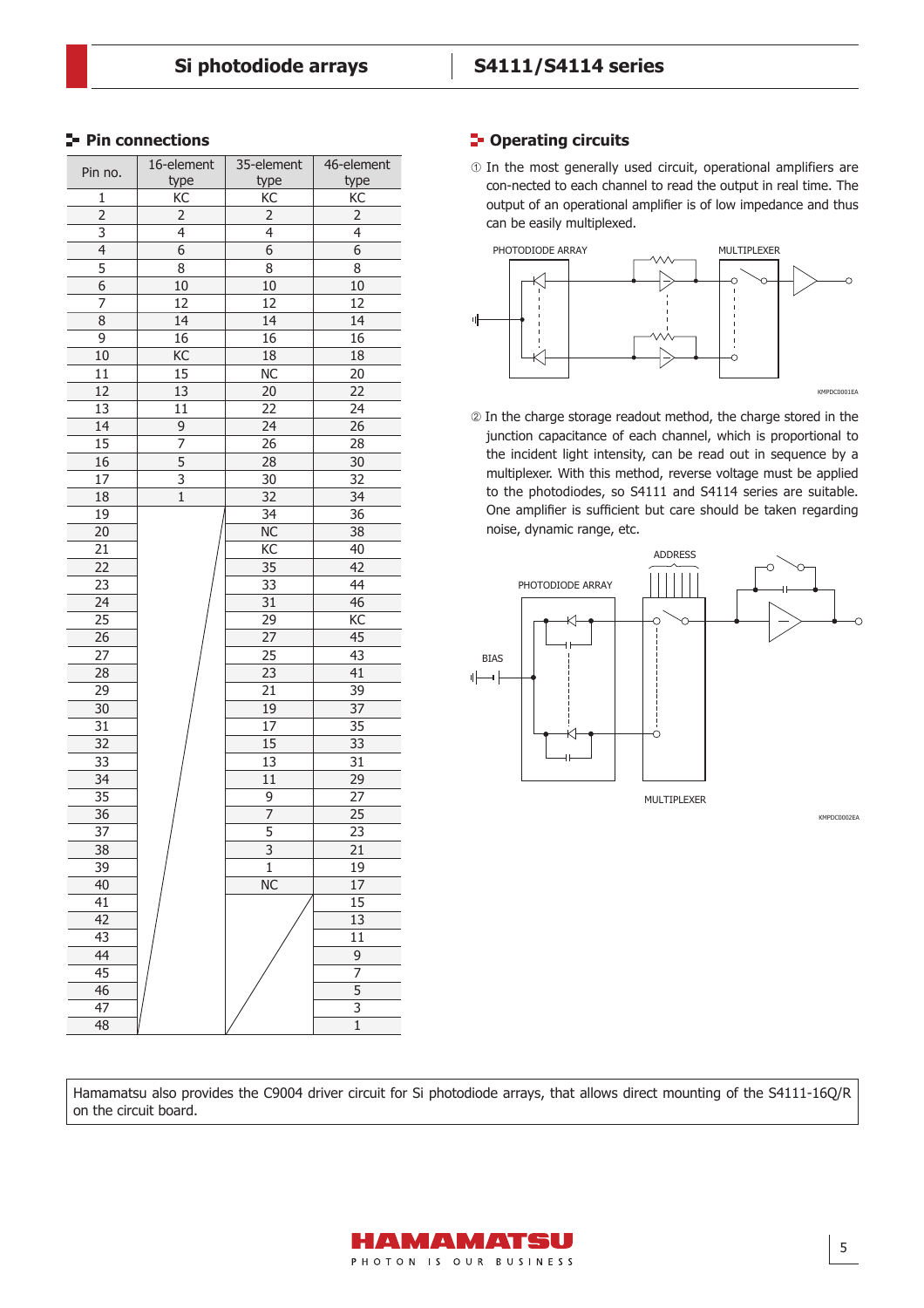## Pin connections

| Pin no. | 16-element type | 35-element type | 46-element type |
|---|---|---|---|
| 1 | KC | KC | KC |
| 2 | 2 | 2 | 2 |
| 3 | 4 | 4 | 4 |
| 4 | 6 | 6 | 6 |
| 5 | 8 | 8 | 8 |
| 6 | 10 | 10 | 10 |
| 7 | 12 | 12 | 12 |
| 8 | 14 | 14 | 14 |
| 9 | 16 | 16 | 16 |
| 10 | KC | 18 | 18 |
| 11 | 15 | NC | 20 |
| 12 | 13 | 20 | 22 |
| 13 | 11 | 22 | 24 |
| 14 | 9 | 24 | 26 |
| 15 | 7 | 26 | 28 |
| 16 | 5 | 28 | 30 |
| 17 | 3 | 30 | 32 |
| 18 | 1 | 32 | 34 |
| 19 | | 34 | 36 |
| 20 | | NC | 38 |
| 21 | | KC | 40 |
| 22 | | 35 | 42 |
| 23 | | 33 | 44 |
| 24 | | 31 | 46 |
| 25 | | 29 | KC |
| 26 | | 27 | 45 |
| 27 | | 25 | 43 |
| 28 | | 23 | 41 |
| 29 | | 21 | 39 |
| 30 | | 19 | 37 |
| 31 | | 17 | 35 |
| 32 | | 15 | 33 |
| 33 | | 13 | 31 |
| 34 | | 11 | 29 |
| 35 | | 9 | 27 |
| 36 | | 7 | 25 |
| 37 | | 5 | 23 |
| 38 | | 3 | 21 |
| 39 | | 1 | 19 |
| 40 | | NC | 17 |
| 41 | | | 15 |
| 42 | | | 13 |
| 43 | | | 11 |
| 44 | | | 9 |
| 45 | | | 7 |
| 46 | | | 5 |
| 47 | | | 3 |
| 48 | | | 1 |

## Operating circuits

① In the most generally used circuit, operational amplifiers are con-nected to each channel to read the output in real time. The output of an operational amplifier is of low impedance and thus can be easily multiplexed.

PHOTODIODE ARRAY MULTIPLEXER

KMPDC0001EA

② In the charge storage readout method, the charge stored in the junction capacitance of each channel, which is proportional to the incident light intensity, can be read out in sequence by a multiplexer. With this method, reverse voltage must be applied to the photodiodes, so S4111 and S4114 series are suitable. One amplifier is sufficient but care should be taken regarding noise, dynamic range, etc.

ADDRESS PHOTODIODE ARRAY BIAS MULTIPLEXER

KMPDC0002EA

Hamamatsu also provides the C9004 driver circuit for Si photodiode arrays, that allows direct mounting of the S4111-16Q/R on the circuit board.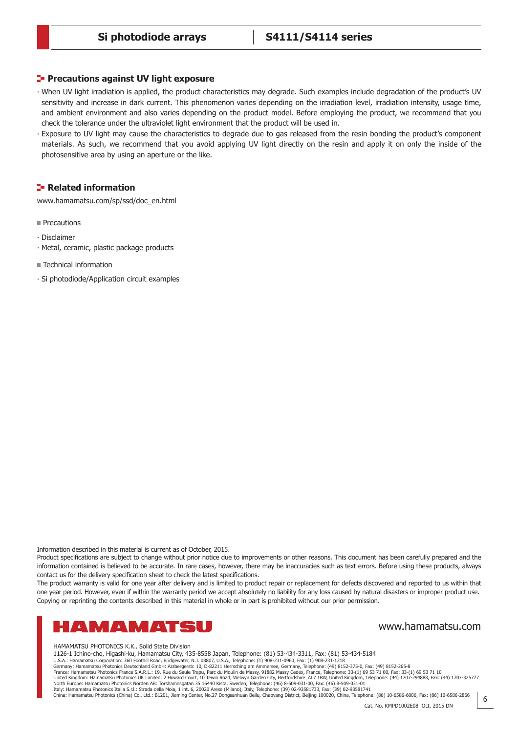## Precautions against UV light exposure

· When UV light irradiation is applied, the product characteristics may degrade. Such examples include degradation of the product's UV sensitivity and increase in dark current. This phenomenon varies depending on the irradiation level, irradiation intensity, usage time, and ambient environment and also varies depending on the product model. Before employing the product, we recommend that you check the tolerance under the ultraviolet light environment that the product will be used in.

· Exposure to UV light may cause the characteristics to degrade due to gas released from the resin bonding the product's component materials. As such, we recommend that you avoid applying UV light directly on the resin and apply it on only the inside of the photosensitive area by using an aperture or the like.

## Related information

www.hamamatsu.com/sp/ssd/doc_en.html

■ Precautions

· Disclaimer
· Metal, ceramic, plastic package products

■ Technical information

· Si photodiode/Application circuit examples

Information described in this material is current as of October, 2015.
Product specifications are subject to change without prior notice due to improvements or other reasons. This document has been carefully prepared and the information contained is believed to be accurate. In rare cases, however, there may be inaccuracies such as text errors. Before using these products, always contact us for the delivery specification sheet to check the latest specifications.
The product warranty is valid for one year after delivery and is limited to product repair or replacement for defects discovered and reported to us within that one year period. However, even if within the warranty period we accept absolutely no liability for any loss caused by natural disasters or improper product use.
Copying or reprinting the contents described in this material in whole or in part is prohibited without our prior permission.

**HAMAMATSU**

www.hamamatsu.com

HAMAMATSU PHOTONICS K.K., Solid State Division
1126-1 Ichino-cho, Higashi-ku, Hamamatsu City, 435-8558 Japan, Telephone: (81) 53-434-3311, Fax: (81) 53-434-5184
U.S.A.: Hamamatsu Corporation: 360 Foothill Road, Bridgewater, N.J. 08807, U.S.A., Telephone: (1) 908-231-0960, Fax: (1) 908-231-1218
Germany: Hamamatsu Photonics Deutschland GmbH: Arzbergerstr. 10, D-82211 Herrsching am Ammersee, Germany, Telephone: (49) 8152-375-0, Fax: (49) 8152-265-8
France: Hamamatsu Photonics France S.A.R.L.: 19, Rue du Saule Trapu, Parc du Moulin de Massy, 91882 Massy Cedex, France, Telephone: 33-(1) 69 53 71 00, Fax: 33-(1) 69 53 71 10
United Kingdom: Hamamatsu Photonics UK Limited: 2 Howard Court, 10 Tewin Road, Welwyn Garden City, Hertfordshire AL7 1BW, United Kingdom, Telephone: (44) 1707-294888, Fax: (44) 1707-325777
North Europe: Hamamatsu Photonics Norden AB: Torshamnsgatan 35 16440 Kista, Sweden, Telephone: (46) 8-509-031-00, Fax: (46) 8-509-031-01
Italy: Hamamatsu Photonics Italia S.r.l.: Strada della Moia, 1 int. 6, 20020 Arese (Milano), Italy, Telephone: (39) 02-93581733, Fax: (39) 02-93581741
China: Hamamatsu Photonics (China) Co., Ltd.: B1201, Jiaming Center, No.27 Dongsanhuan Beilu, Chaoyang District, Beijing 100020, China, Telephone: (86) 10-6586-6006, Fax: (86) 10-6586-2866

Cat. No. KMPD1002E08 Oct. 2015 DN